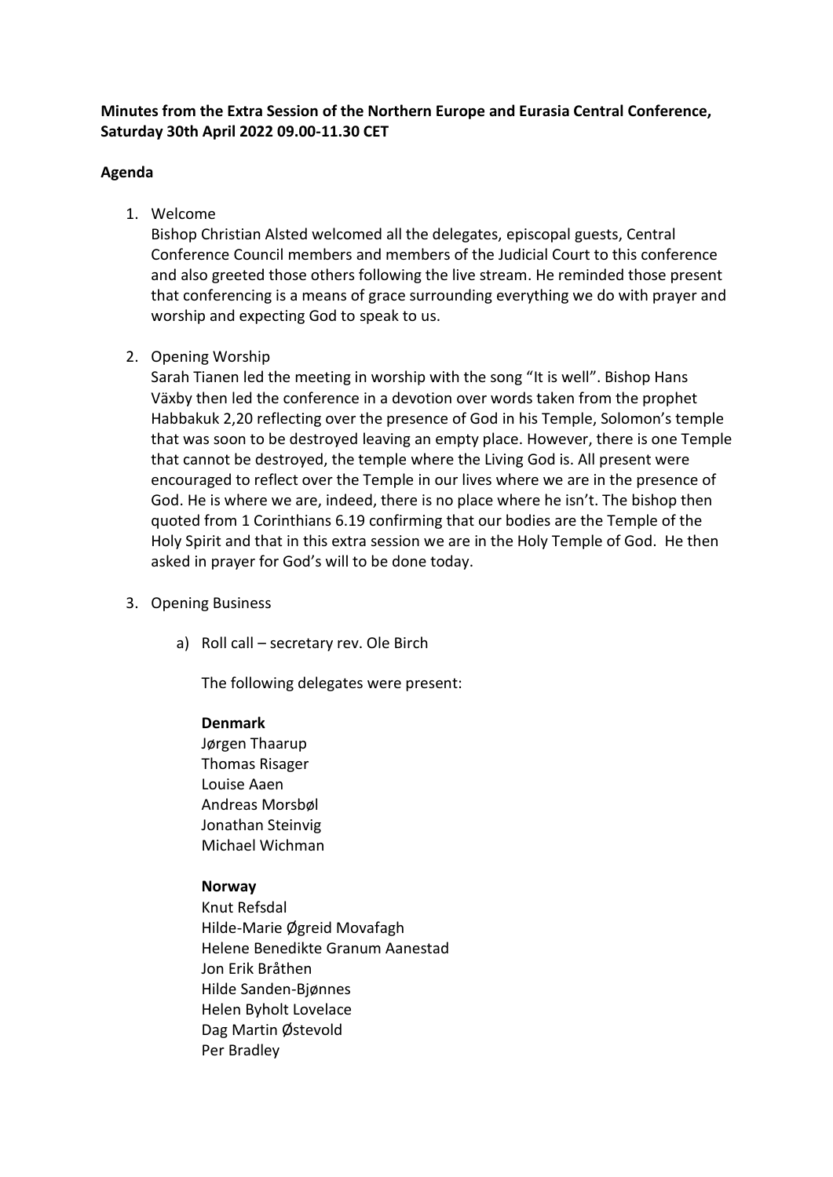**Minutes from the Extra Session of the Northern Europe and Eurasia Central Conference, Saturday 30th April 2022 09.00-11.30 CET**

**Agenda**

1. Welcome
   Bishop Christian Alsted welcomed all the delegates, episcopal guests, Central Conference Council members and members of the Judicial Court to this conference and also greeted those others following the live stream. He reminded those present that conferencing is a means of grace surrounding everything we do with prayer and worship and expecting God to speak to us.

2. Opening Worship
   Sarah Tianen led the meeting in worship with the song "It is well". Bishop Hans Växby then led the conference in a devotion over words taken from the prophet Habbakuk 2,20 reflecting over the presence of God in his Temple, Solomon's temple that was soon to be destroyed leaving an empty place. However, there is one Temple that cannot be destroyed, the temple where the Living God is. All present were encouraged to reflect over the Temple in our lives where we are in the presence of God. He is where we are, indeed, there is no place where he isn't. The bishop then quoted from 1 Corinthians 6.19 confirming that our bodies are the Temple of the Holy Spirit and that in this extra session we are in the Holy Temple of God. He then asked in prayer for God's will to be done today.

3. Opening Business

   a) Roll call – secretary rev. Ole Birch

      The following delegates were present:

      **Denmark**
      Jørgen Thaarup
      Thomas Risager
      Louise Aaen
      Andreas Morsbøl
      Jonathan Steinvig
      Michael Wichman

      **Norway**
      Knut Refsdal
      Hilde-Marie Øgreid Movafagh
      Helene Benedikte Granum Aanestad
      Jon Erik Bråthen
      Hilde Sanden-Bjønnes
      Helen Byholt Lovelace
      Dag Martin Østevold
      Per Bradley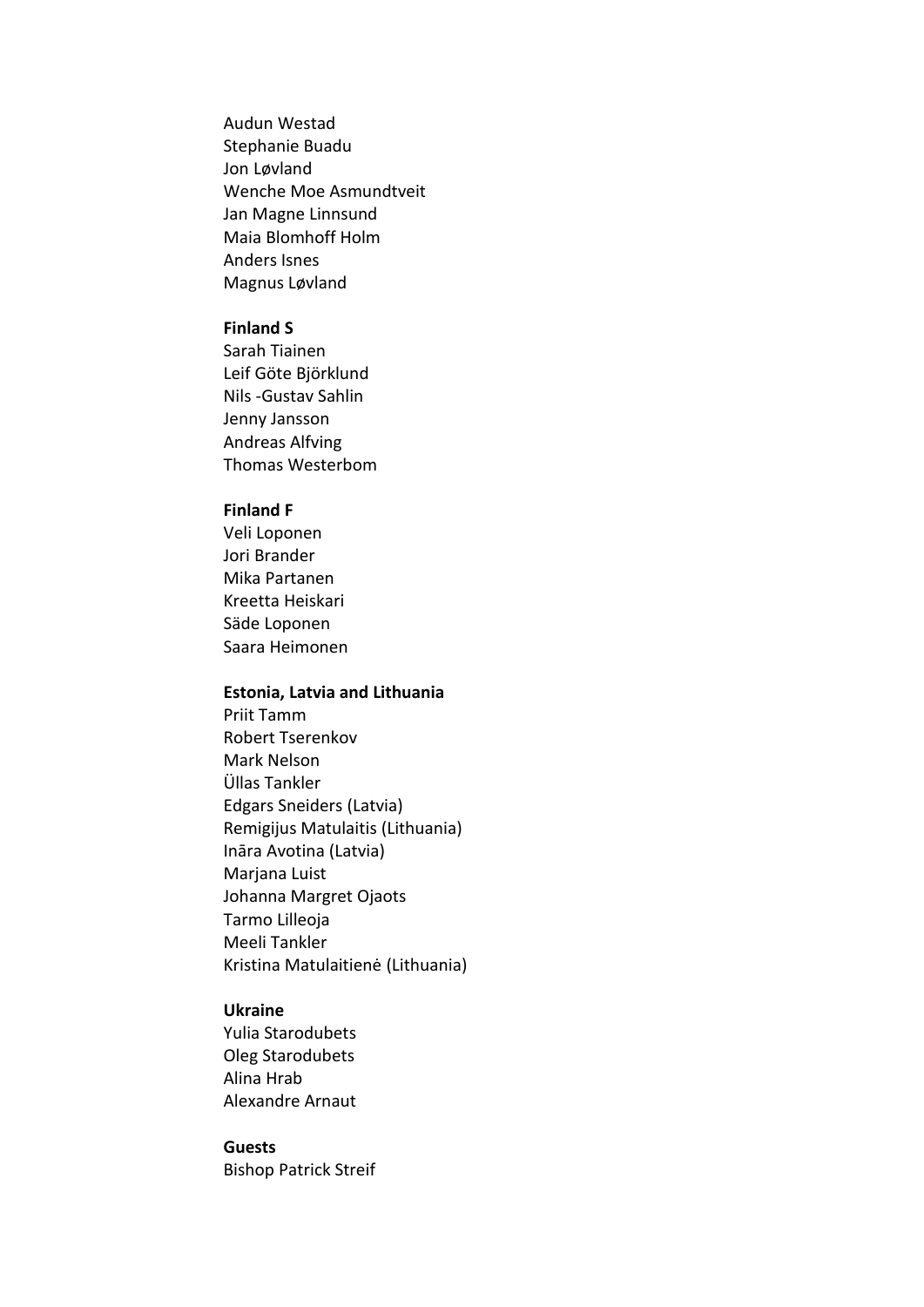Audun Westad
Stephanie Buadu
Jon Løvland
Wenche Moe Asmundtveit
Jan Magne Linnsund
Maia Blomhoff Holm
Anders Isnes
Magnus Løvland

**Finland S**

Sarah Tiainen
Leif Göte Björklund
Nils -Gustav Sahlin
Jenny Jansson
Andreas Alfving
Thomas Westerbom

**Finland F**

Veli Loponen
Jori Brander
Mika Partanen
Kreetta Heiskari
Säde Loponen
Saara Heimonen

**Estonia, Latvia and Lithuania**

Priit Tamm
Robert Tserenkov
Mark Nelson
Üllas Tankler
Edgars Sneiders (Latvia)
Remigijus Matulaitis (Lithuania)
Ināra Avotina (Latvia)
Marjana Luist
Johanna Margret Ojaots
Tarmo Lilleoja
Meeli Tankler
Kristina Matulaitienė (Lithuania)

**Ukraine**

Yulia Starodubets
Oleg Starodubets
Alina Hrab
Alexandre Arnaut

**Guests**

Bishop Patrick Streif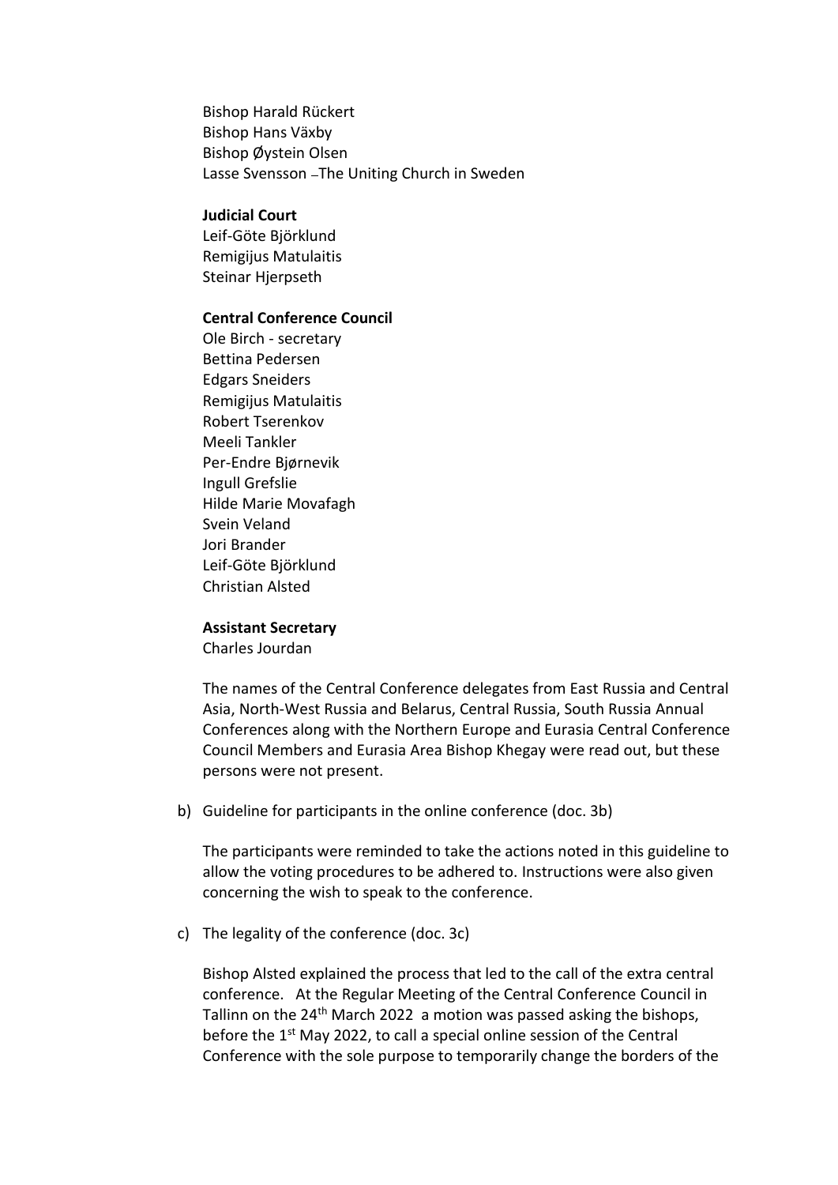Bishop Harald Rückert
Bishop Hans Växby
Bishop Øystein Olsen
Lasse Svensson –The Uniting Church in Sweden

**Judicial Court**
Leif-Göte Björklund
Remigijus Matulaitis
Steinar Hjerpseth

**Central Conference Council**
Ole Birch - secretary
Bettina Pedersen
Edgars Sneiders
Remigijus Matulaitis
Robert Tserenkov
Meeli Tankler
Per-Endre Bjørnevik
Ingull Grefslie
Hilde Marie Movafagh
Svein Veland
Jori Brander
Leif-Göte Björklund
Christian Alsted

**Assistant Secretary**
Charles Jourdan

The names of the Central Conference delegates from East Russia and Central Asia, North-West Russia and Belarus, Central Russia, South Russia Annual Conferences along with the Northern Europe and Eurasia Central Conference Council Members and Eurasia Area Bishop Khegay were read out, but these persons were not present.

b) Guideline for participants in the online conference (doc. 3b)

The participants were reminded to take the actions noted in this guideline to allow the voting procedures to be adhered to. Instructions were also given concerning the wish to speak to the conference.

c) The legality of the conference (doc. 3c)

Bishop Alsted explained the process that led to the call of the extra central conference. At the Regular Meeting of the Central Conference Council in Tallinn on the 24th March 2022 a motion was passed asking the bishops, before the 1st May 2022, to call a special online session of the Central Conference with the sole purpose to temporarily change the borders of the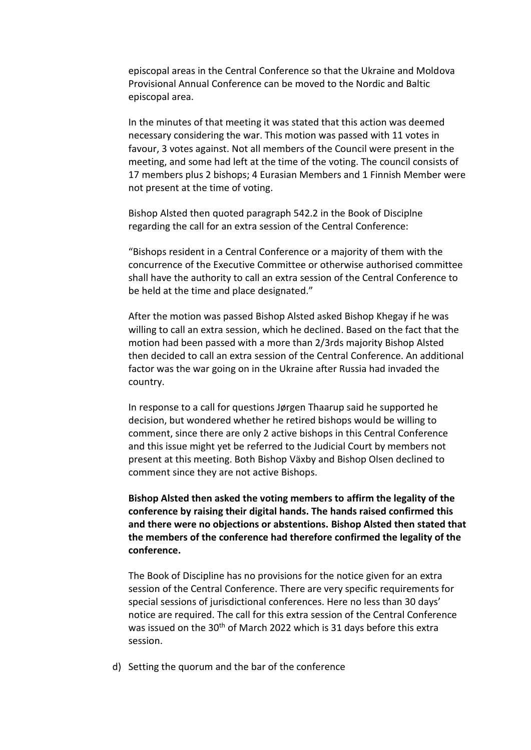episcopal areas in the Central Conference so that the Ukraine and Moldova Provisional Annual Conference can be moved to the Nordic and Baltic episcopal area.

In the minutes of that meeting it was stated that this action was deemed necessary considering the war. This motion was passed with 11 votes in favour, 3 votes against. Not all members of the Council were present in the meeting, and some had left at the time of the voting. The council consists of 17 members plus 2 bishops; 4 Eurasian Members and 1 Finnish Member were not present at the time of voting.

Bishop Alsted then quoted paragraph 542.2 in the Book of Disciplne regarding the call for an extra session of the Central Conference:

"Bishops resident in a Central Conference or a majority of them with the concurrence of the Executive Committee or otherwise authorised committee shall have the authority to call an extra session of the Central Conference to be held at the time and place designated."

After the motion was passed Bishop Alsted asked Bishop Khegay if he was willing to call an extra session, which he declined. Based on the fact that the motion had been passed with a more than 2/3rds majority Bishop Alsted then decided to call an extra session of the Central Conference. An additional factor was the war going on in the Ukraine after Russia had invaded the country.

In response to a call for questions Jørgen Thaarup said he supported he decision, but wondered whether he retired bishops would be willing to comment, since there are only 2 active bishops in this Central Conference and this issue might yet be referred to the Judicial Court by members not present at this meeting. Both Bishop Växby and Bishop Olsen declined to comment since they are not active Bishops.

**Bishop Alsted then asked the voting members to affirm the legality of the conference by raising their digital hands. The hands raised confirmed this and there were no objections or abstentions. Bishop Alsted then stated that the members of the conference had therefore confirmed the legality of the conference.**

The Book of Discipline has no provisions for the notice given for an extra session of the Central Conference. There are very specific requirements for special sessions of jurisdictional conferences. Here no less than 30 days' notice are required. The call for this extra session of the Central Conference was issued on the 30th of March 2022 which is 31 days before this extra session.

d) Setting the quorum and the bar of the conference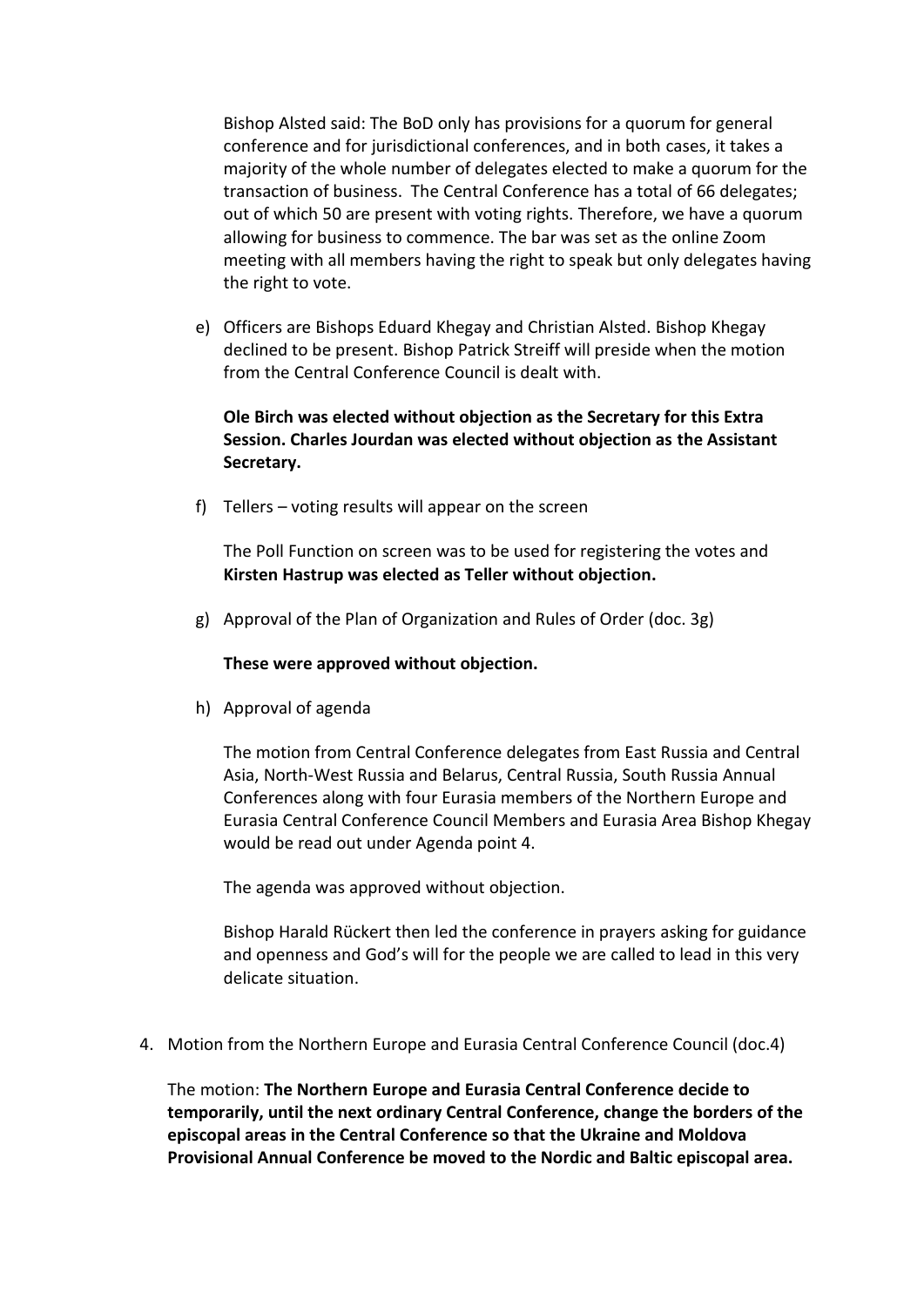Bishop Alsted said: The BoD only has provisions for a quorum for general conference and for jurisdictional conferences, and in both cases, it takes a majority of the whole number of delegates elected to make a quorum for the transaction of business. The Central Conference has a total of 66 delegates; out of which 50 are present with voting rights. Therefore, we have a quorum allowing for business to commence. The bar was set as the online Zoom meeting with all members having the right to speak but only delegates having the right to vote.

e) Officers are Bishops Eduard Khegay and Christian Alsted. Bishop Khegay declined to be present. Bishop Patrick Streiff will preside when the motion from the Central Conference Council is dealt with.

   **Ole Birch was elected without objection as the Secretary for this Extra Session. Charles Jourdan was elected without objection as the Assistant Secretary.**

f) Tellers – voting results will appear on the screen

   The Poll Function on screen was to be used for registering the votes and **Kirsten Hastrup was elected as Teller without objection.**

g) Approval of the Plan of Organization and Rules of Order (doc. 3g)

   **These were approved without objection.**

h) Approval of agenda

   The motion from Central Conference delegates from East Russia and Central Asia, North-West Russia and Belarus, Central Russia, South Russia Annual Conferences along with four Eurasia members of the Northern Europe and Eurasia Central Conference Council Members and Eurasia Area Bishop Khegay would be read out under Agenda point 4.

   The agenda was approved without objection.

   Bishop Harald Rückert then led the conference in prayers asking for guidance and openness and God's will for the people we are called to lead in this very delicate situation.

4. Motion from the Northern Europe and Eurasia Central Conference Council (doc.4)

   The motion: **The Northern Europe and Eurasia Central Conference decide to temporarily, until the next ordinary Central Conference, change the borders of the episcopal areas in the Central Conference so that the Ukraine and Moldova Provisional Annual Conference be moved to the Nordic and Baltic episcopal area.**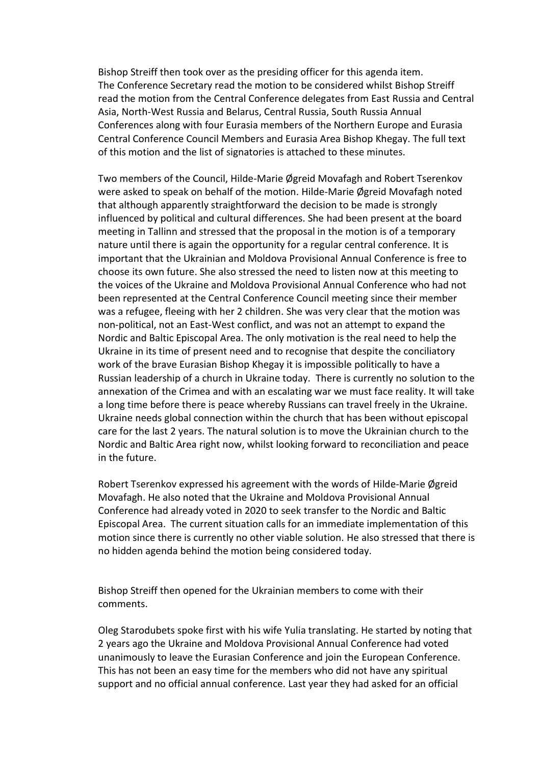Bishop Streiff then took over as the presiding officer for this agenda item. The Conference Secretary read the motion to be considered whilst Bishop Streiff read the motion from the Central Conference delegates from East Russia and Central Asia, North-West Russia and Belarus, Central Russia, South Russia Annual Conferences along with four Eurasia members of the Northern Europe and Eurasia Central Conference Council Members and Eurasia Area Bishop Khegay. The full text of this motion and the list of signatories is attached to these minutes.

Two members of the Council, Hilde-Marie Øgreid Movafagh and Robert Tserenkov were asked to speak on behalf of the motion. Hilde-Marie Øgreid Movafagh noted that although apparently straightforward the decision to be made is strongly influenced by political and cultural differences. She had been present at the board meeting in Tallinn and stressed that the proposal in the motion is of a temporary nature until there is again the opportunity for a regular central conference. It is important that the Ukrainian and Moldova Provisional Annual Conference is free to choose its own future. She also stressed the need to listen now at this meeting to the voices of the Ukraine and Moldova Provisional Annual Conference who had not been represented at the Central Conference Council meeting since their member was a refugee, fleeing with her 2 children. She was very clear that the motion was non-political, not an East-West conflict, and was not an attempt to expand the Nordic and Baltic Episcopal Area. The only motivation is the real need to help the Ukraine in its time of present need and to recognise that despite the conciliatory work of the brave Eurasian Bishop Khegay it is impossible politically to have a Russian leadership of a church in Ukraine today. There is currently no solution to the annexation of the Crimea and with an escalating war we must face reality. It will take a long time before there is peace whereby Russians can travel freely in the Ukraine. Ukraine needs global connection within the church that has been without episcopal care for the last 2 years. The natural solution is to move the Ukrainian church to the Nordic and Baltic Area right now, whilst looking forward to reconciliation and peace in the future.

Robert Tserenkov expressed his agreement with the words of Hilde-Marie Øgreid Movafagh. He also noted that the Ukraine and Moldova Provisional Annual Conference had already voted in 2020 to seek transfer to the Nordic and Baltic Episcopal Area. The current situation calls for an immediate implementation of this motion since there is currently no other viable solution. He also stressed that there is no hidden agenda behind the motion being considered today.

Bishop Streiff then opened for the Ukrainian members to come with their comments.

Oleg Starodubets spoke first with his wife Yulia translating. He started by noting that 2 years ago the Ukraine and Moldova Provisional Annual Conference had voted unanimously to leave the Eurasian Conference and join the European Conference. This has not been an easy time for the members who did not have any spiritual support and no official annual conference. Last year they had asked for an official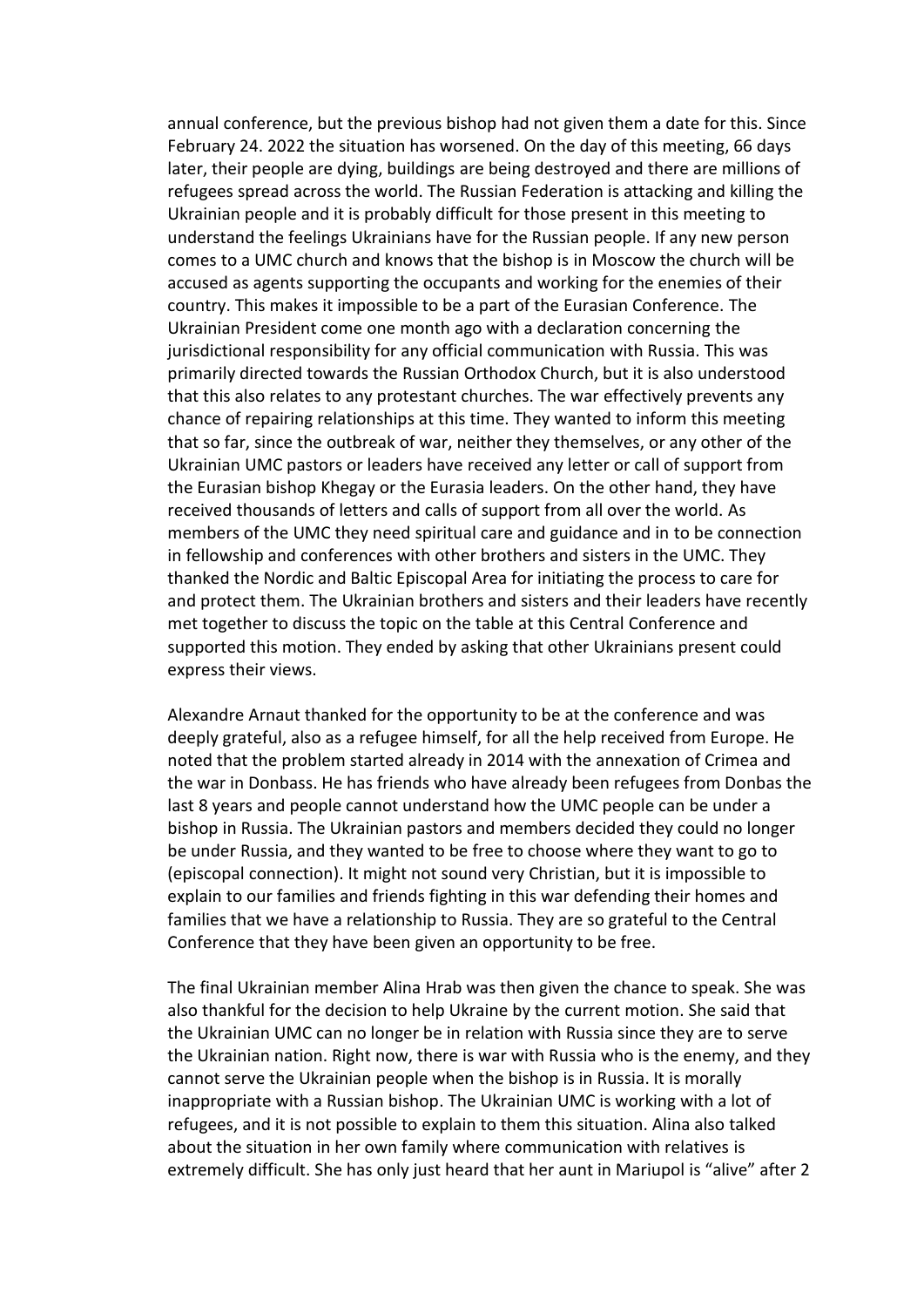annual conference, but the previous bishop had not given them a date for this. Since February 24. 2022 the situation has worsened. On the day of this meeting, 66 days later, their people are dying, buildings are being destroyed and there are millions of refugees spread across the world. The Russian Federation is attacking and killing the Ukrainian people and it is probably difficult for those present in this meeting to understand the feelings Ukrainians have for the Russian people. If any new person comes to a UMC church and knows that the bishop is in Moscow the church will be accused as agents supporting the occupants and working for the enemies of their country. This makes it impossible to be a part of the Eurasian Conference. The Ukrainian President come one month ago with a declaration concerning the jurisdictional responsibility for any official communication with Russia. This was primarily directed towards the Russian Orthodox Church, but it is also understood that this also relates to any protestant churches. The war effectively prevents any chance of repairing relationships at this time. They wanted to inform this meeting that so far, since the outbreak of war, neither they themselves, or any other of the Ukrainian UMC pastors or leaders have received any letter or call of support from the Eurasian bishop Khegay or the Eurasia leaders. On the other hand, they have received thousands of letters and calls of support from all over the world. As members of the UMC they need spiritual care and guidance and in to be connection in fellowship and conferences with other brothers and sisters in the UMC. They thanked the Nordic and Baltic Episcopal Area for initiating the process to care for and protect them. The Ukrainian brothers and sisters and their leaders have recently met together to discuss the topic on the table at this Central Conference and supported this motion. They ended by asking that other Ukrainians present could express their views.

Alexandre Arnaut thanked for the opportunity to be at the conference and was deeply grateful, also as a refugee himself, for all the help received from Europe. He noted that the problem started already in 2014 with the annexation of Crimea and the war in Donbass. He has friends who have already been refugees from Donbas the last 8 years and people cannot understand how the UMC people can be under a bishop in Russia. The Ukrainian pastors and members decided they could no longer be under Russia, and they wanted to be free to choose where they want to go to (episcopal connection). It might not sound very Christian, but it is impossible to explain to our families and friends fighting in this war defending their homes and families that we have a relationship to Russia. They are so grateful to the Central Conference that they have been given an opportunity to be free.

The final Ukrainian member Alina Hrab was then given the chance to speak. She was also thankful for the decision to help Ukraine by the current motion. She said that the Ukrainian UMC can no longer be in relation with Russia since they are to serve the Ukrainian nation. Right now, there is war with Russia who is the enemy, and they cannot serve the Ukrainian people when the bishop is in Russia. It is morally inappropriate with a Russian bishop. The Ukrainian UMC is working with a lot of refugees, and it is not possible to explain to them this situation. Alina also talked about the situation in her own family where communication with relatives is extremely difficult. She has only just heard that her aunt in Mariupol is "alive" after 2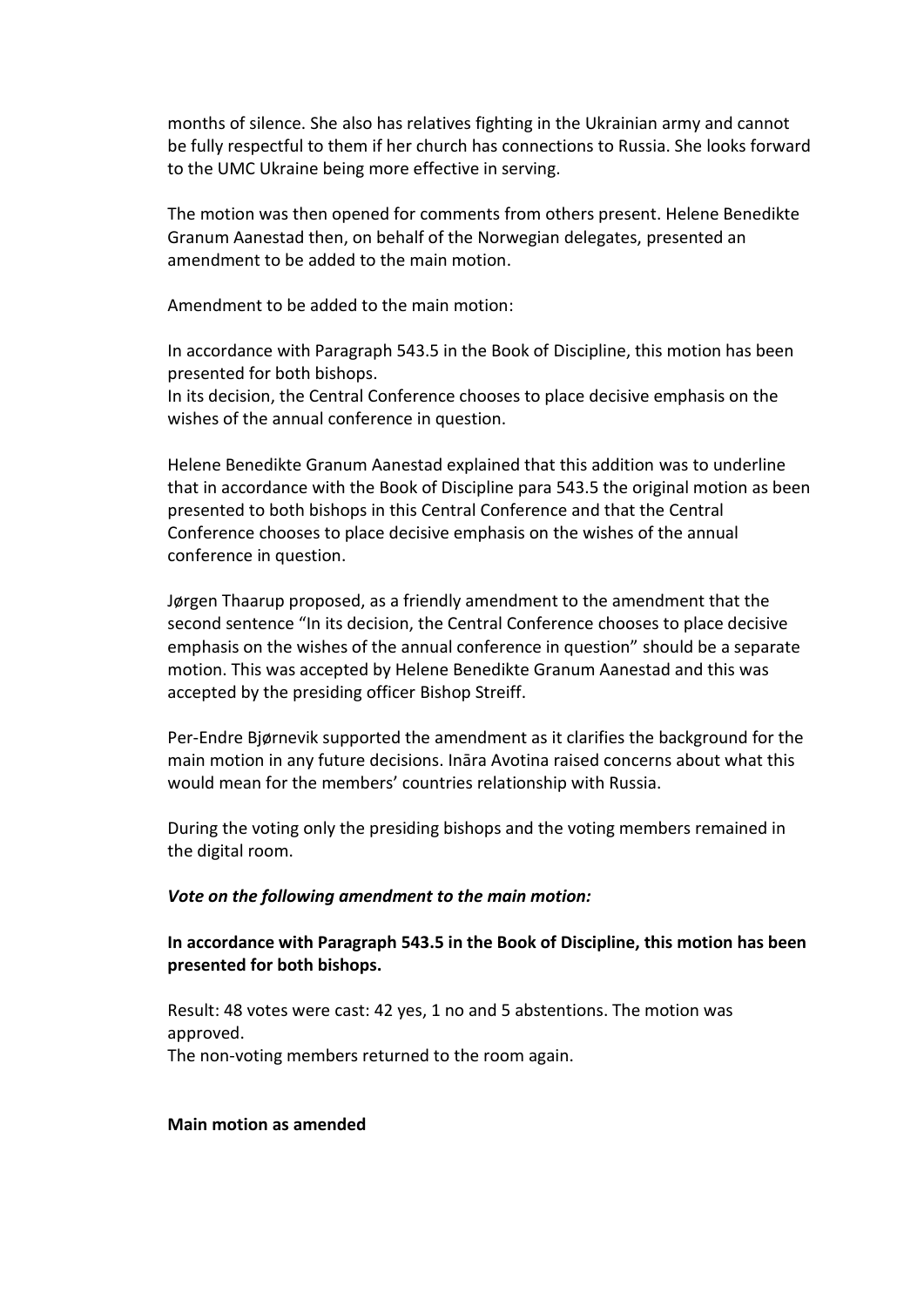months of silence. She also has relatives fighting in the Ukrainian army and cannot be fully respectful to them if her church has connections to Russia. She looks forward to the UMC Ukraine being more effective in serving.

The motion was then opened for comments from others present. Helene Benedikte Granum Aanestad then, on behalf of the Norwegian delegates, presented an amendment to be added to the main motion.

Amendment to be added to the main motion:

In accordance with Paragraph 543.5 in the Book of Discipline, this motion has been presented for both bishops.
In its decision, the Central Conference chooses to place decisive emphasis on the wishes of the annual conference in question.

Helene Benedikte Granum Aanestad explained that this addition was to underline that in accordance with the Book of Discipline para 543.5 the original motion as been presented to both bishops in this Central Conference and that the Central Conference chooses to place decisive emphasis on the wishes of the annual conference in question.

Jørgen Thaarup proposed, as a friendly amendment to the amendment that the second sentence "In its decision, the Central Conference chooses to place decisive emphasis on the wishes of the annual conference in question" should be a separate motion. This was accepted by Helene Benedikte Granum Aanestad and this was accepted by the presiding officer Bishop Streiff.

Per-Endre Bjørnevik supported the amendment as it clarifies the background for the main motion in any future decisions. Ināra Avotina raised concerns about what this would mean for the members' countries relationship with Russia.

During the voting only the presiding bishops and the voting members remained in the digital room.

***Vote on the following amendment to the main motion:***

**In accordance with Paragraph 543.5 in the Book of Discipline, this motion has been presented for both bishops.**

Result: 48 votes were cast: 42 yes, 1 no and 5 abstentions. The motion was approved.
The non-voting members returned to the room again.

**Main motion as amended**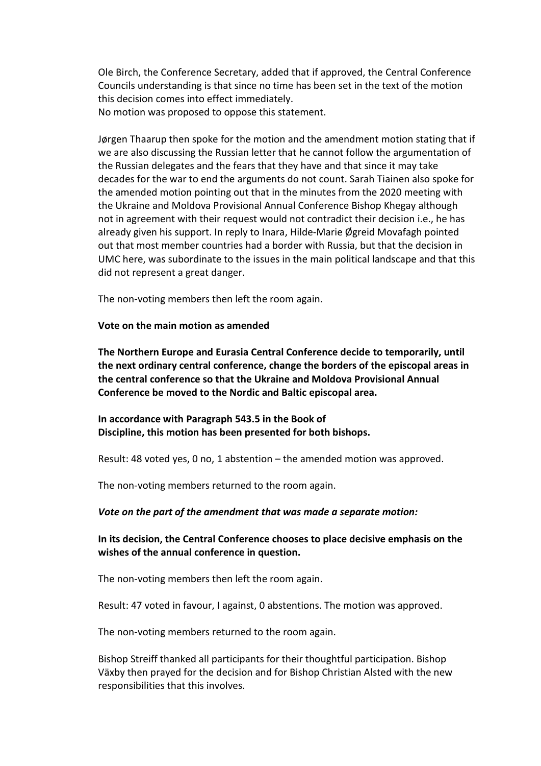Ole Birch, the Conference Secretary, added that if approved, the Central Conference Councils understanding is that since no time has been set in the text of the motion this decision comes into effect immediately.
No motion was proposed to oppose this statement.

Jørgen Thaarup then spoke for the motion and the amendment motion stating that if we are also discussing the Russian letter that he cannot follow the argumentation of the Russian delegates and the fears that they have and that since it may take decades for the war to end the arguments do not count. Sarah Tiainen also spoke for the amended motion pointing out that in the minutes from the 2020 meeting with the Ukraine and Moldova Provisional Annual Conference Bishop Khegay although not in agreement with their request would not contradict their decision i.e., he has already given his support. In reply to Inara, Hilde-Marie Øgreid Movafagh pointed out that most member countries had a border with Russia, but that the decision in UMC here, was subordinate to the issues in the main political landscape and that this did not represent a great danger.

The non-voting members then left the room again.

**Vote on the main motion as amended**

**The Northern Europe and Eurasia Central Conference decide to temporarily, until the next ordinary central conference, change the borders of the episcopal areas in the central conference so that the Ukraine and Moldova Provisional Annual Conference be moved to the Nordic and Baltic episcopal area.**

**In accordance with Paragraph 543.5 in the Book of Discipline, this motion has been presented for both bishops.**

Result: 48 voted yes, 0 no, 1 abstention – the amended motion was approved.

The non-voting members returned to the room again.

***Vote on the part of the amendment that was made a separate motion:***

**In its decision, the Central Conference chooses to place decisive emphasis on the wishes of the annual conference in question.**

The non-voting members then left the room again.

Result: 47 voted in favour, I against, 0 abstentions. The motion was approved.

The non-voting members returned to the room again.

Bishop Streiff thanked all participants for their thoughtful participation. Bishop Växby then prayed for the decision and for Bishop Christian Alsted with the new responsibilities that this involves.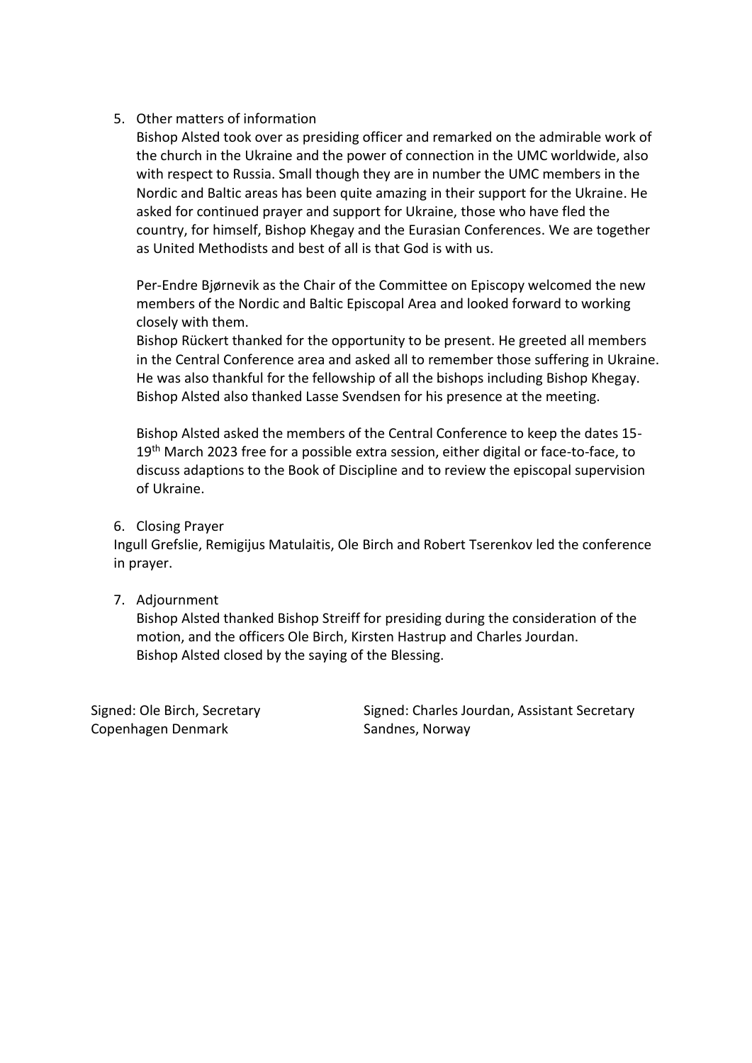5. Other matters of information

   Bishop Alsted took over as presiding officer and remarked on the admirable work of the church in the Ukraine and the power of connection in the UMC worldwide, also with respect to Russia. Small though they are in number the UMC members in the Nordic and Baltic areas has been quite amazing in their support for the Ukraine. He asked for continued prayer and support for Ukraine, those who have fled the country, for himself, Bishop Khegay and the Eurasian Conferences. We are together as United Methodists and best of all is that God is with us.

   Per-Endre Bjørnevik as the Chair of the Committee on Episcopy welcomed the new members of the Nordic and Baltic Episcopal Area and looked forward to working closely with them.
   Bishop Rückert thanked for the opportunity to be present. He greeted all members in the Central Conference area and asked all to remember those suffering in Ukraine. He was also thankful for the fellowship of all the bishops including Bishop Khegay.
   Bishop Alsted also thanked Lasse Svendsen for his presence at the meeting.

   Bishop Alsted asked the members of the Central Conference to keep the dates 15-19th March 2023 free for a possible extra session, either digital or face-to-face, to discuss adaptions to the Book of Discipline and to review the episcopal supervision of Ukraine.

6. Closing Prayer

Ingull Grefslie, Remigijus Matulaitis, Ole Birch and Robert Tserenkov led the conference in prayer.

7. Adjournment

   Bishop Alsted thanked Bishop Streiff for presiding during the consideration of the motion, and the officers Ole Birch, Kirsten Hastrup and Charles Jourdan.
   Bishop Alsted closed by the saying of the Blessing.

Signed: Ole Birch, Secretary
Copenhagen Denmark

Signed: Charles Jourdan, Assistant Secretary
Sandnes, Norway